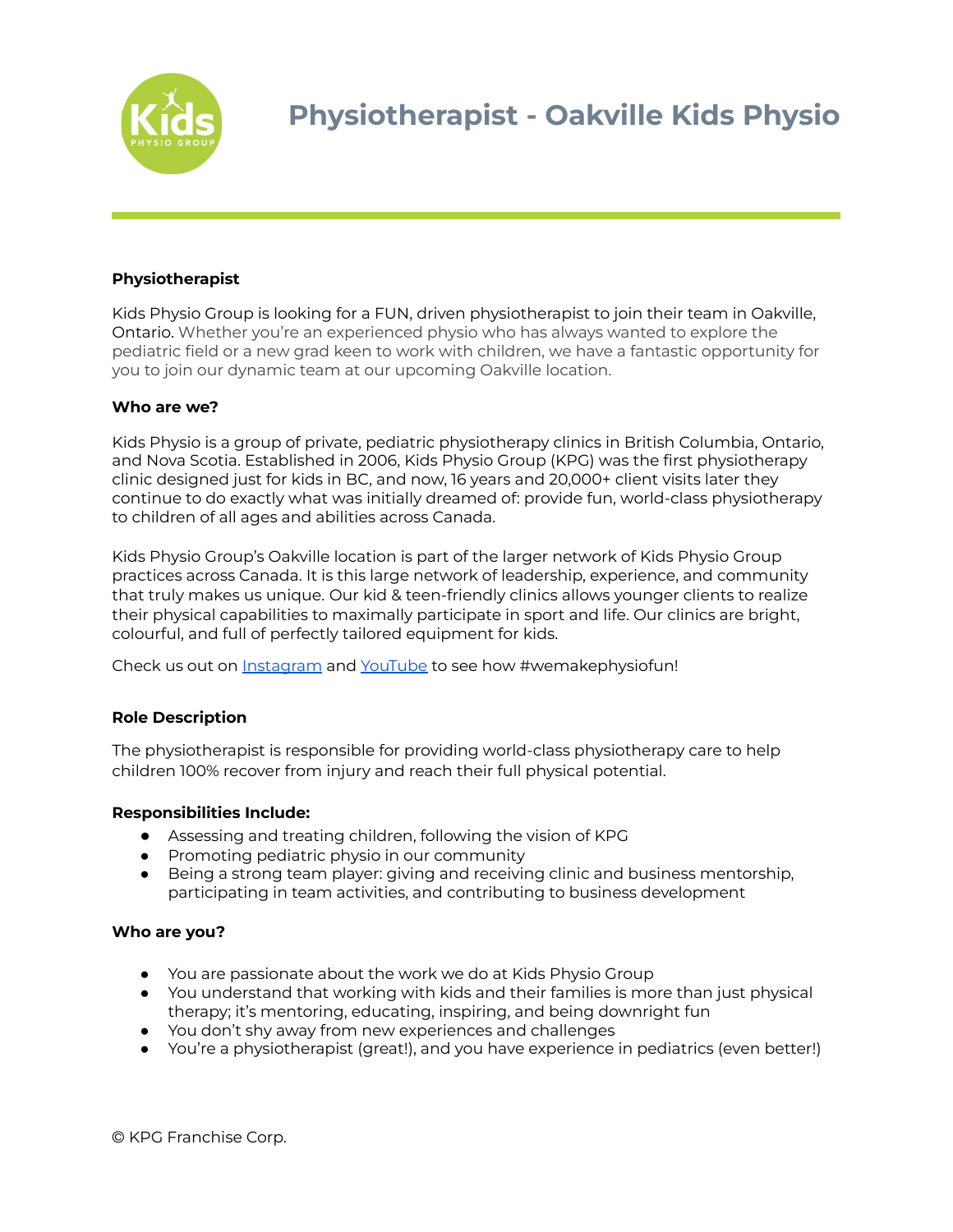# Physiotherapist - Oakville Kids Physio

**Physiotherapist**

Kids Physio Group is looking for a FUN, driven physiotherapist to join their team in Oakville, Ontario. Whether you're an experienced physio who has always wanted to explore the pediatric field or a new grad keen to work with children, we have a fantastic opportunity for you to join our dynamic team at our upcoming Oakville location.

**Who are we?**

Kids Physio is a group of private, pediatric physiotherapy clinics in British Columbia, Ontario, and Nova Scotia. Established in 2006, Kids Physio Group (KPG) was the first physiotherapy clinic designed just for kids in BC, and now, 16 years and 20,000+ client visits later they continue to do exactly what was initially dreamed of: provide fun, world-class physiotherapy to children of all ages and abilities across Canada.

Kids Physio Group's Oakville location is part of the larger network of Kids Physio Group practices across Canada. It is this large network of leadership, experience, and community that truly makes us unique. Our kid & teen-friendly clinics allows younger clients to realize their physical capabilities to maximally participate in sport and life. Our clinics are bright, colourful, and full of perfectly tailored equipment for kids.

Check us out on Instagram and YouTube to see how #wemakephysiofun!

**Role Description**

The physiotherapist is responsible for providing world-class physiotherapy care to help children 100% recover from injury and reach their full physical potential.

**Responsibilities Include:**

- Assessing and treating children, following the vision of KPG
- Promoting pediatric physio in our community
- Being a strong team player: giving and receiving clinic and business mentorship, participating in team activities, and contributing to business development

**Who are you?**

- You are passionate about the work we do at Kids Physio Group
- You understand that working with kids and their families is more than just physical therapy; it's mentoring, educating, inspiring, and being downright fun
- You don't shy away from new experiences and challenges
- You're a physiotherapist (great!), and you have experience in pediatrics (even better!)

© KPG Franchise Corp.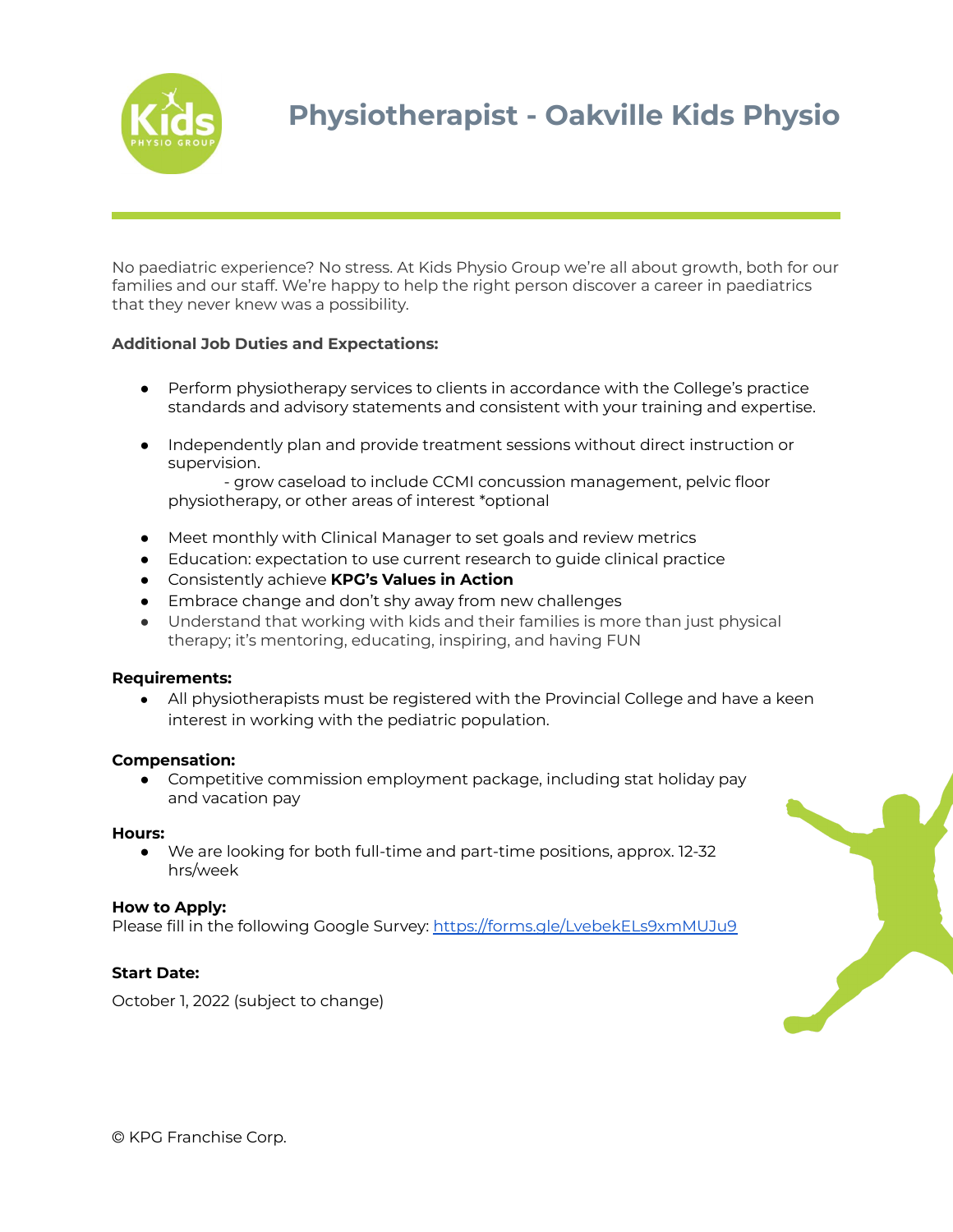# Physiotherapist - Oakville Kids Physio

No paediatric experience? No stress. At Kids Physio Group we're all about growth, both for our families and our staff. We're happy to help the right person discover a career in paediatrics that they never knew was a possibility.

**Additional Job Duties and Expectations:**

- Perform physiotherapy services to clients in accordance with the College's practice standards and advisory statements and consistent with your training and expertise.
- Independently plan and provide treatment sessions without direct instruction or supervision.
  - grow caseload to include CCMI concussion management, pelvic floor physiotherapy, or other areas of interest *optional
- Meet monthly with Clinical Manager to set goals and review metrics
- Education: expectation to use current research to guide clinical practice
- Consistently achieve **KPG's Values in Action**
- Embrace change and don't shy away from new challenges
- Understand that working with kids and their families is more than just physical therapy; it's mentoring, educating, inspiring, and having FUN

**Requirements:**

- All physiotherapists must be registered with the Provincial College and have a keen interest in working with the pediatric population.

**Compensation:**

- Competitive commission employment package, including stat holiday pay and vacation pay

**Hours:**

- We are looking for both full-time and part-time positions, approx. 12-32 hrs/week

**How to Apply:**
Please fill in the following Google Survey: https://forms.gle/LvebekELs9xmMUJu9

**Start Date:**

October 1, 2022 (subject to change)

© KPG Franchise Corp.